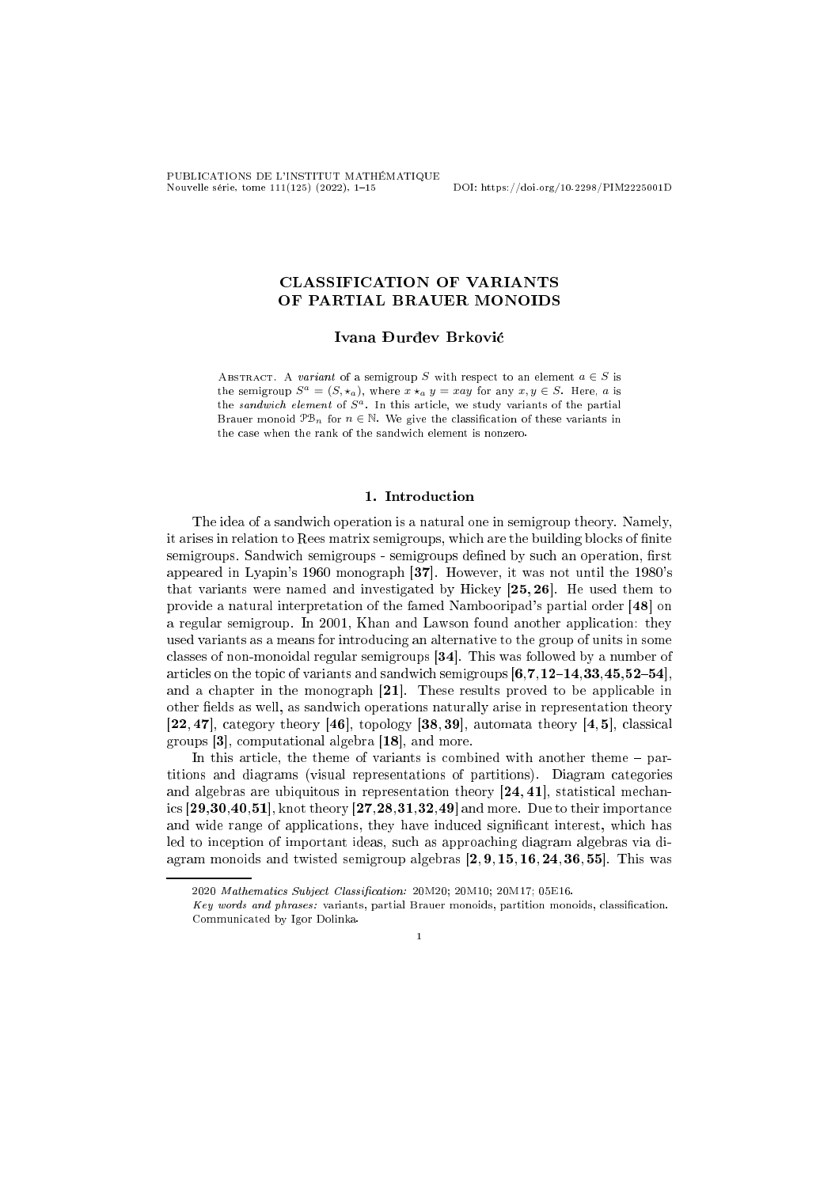# CLASSIFICATION OF VARIANTS OF PARTIAL BRAUER MONOIDS

**Ivana Đurđev Brković**

Abstract. A *variant* of a semigroup $S$ with respect to an element $a \in S$ is the semigroup $S^a = (S, \star_a)$, where $x \star_a y = xay$ for any $x, y \in S$. Here, $a$ is the *sandwich element* of $S^a$. In this article, we study variants of the partial Brauer monoid $\mathcal{PB}_n$ for $n \in \mathbb{N}$. We give the classification of these variants in the case when the rank of the sandwich element is nonzero.

## 1. Introduction

The idea of a sandwich operation is a natural one in semigroup theory. Namely, it arises in relation to Rees matrix semigroups, which are the building blocks of finite semigroups. Sandwich semigroups - semigroups defined by such an operation, first appeared in Lyapin's 1960 monograph **[37]**. However, it was not until the 1980's that variants were named and investigated by Hickey **[25, 26]**. He used them to provide a natural interpretation of the famed Nambooripad's partial order **[48]** on a regular semigroup. In 2001, Khan and Lawson found another application: they used variants as a means for introducing an alternative to the group of units in some classes of non-monoidal regular semigroups **[34]**. This was followed by a number of articles on the topic of variants and sandwich semigroups **[6,7,12–14,33,45,52–54]**, and a chapter in the monograph **[21]**. These results proved to be applicable in other fields as well, as sandwich operations naturally arise in representation theory **[22, 47]**, category theory **[46]**, topology **[38, 39]**, automata theory **[4, 5]**, classical groups **[3]**, computational algebra **[18]**, and more.

In this article, the theme of variants is combined with another theme – partitions and diagrams (visual representations of partitions). Diagram categories and algebras are ubiquitous in representation theory **[24, 41]**, statistical mechanics **[29,30,40,51]**, knot theory **[27,28,31,32,49]** and more. Due to their importance and wide range of applications, they have induced significant interest, which has led to inception of important ideas, such as approaching diagram algebras via diagram monoids and twisted semigroup algebras **[2, 9, 15, 16, 24, 36, 55]**. This was

---

2020 *Mathematics Subject Classification:* 20M20; 20M10; 20M17; 05E16.

*Key words and phrases:* variants, partial Brauer monoids, partition monoids, classification.

Communicated by Igor Dolinka.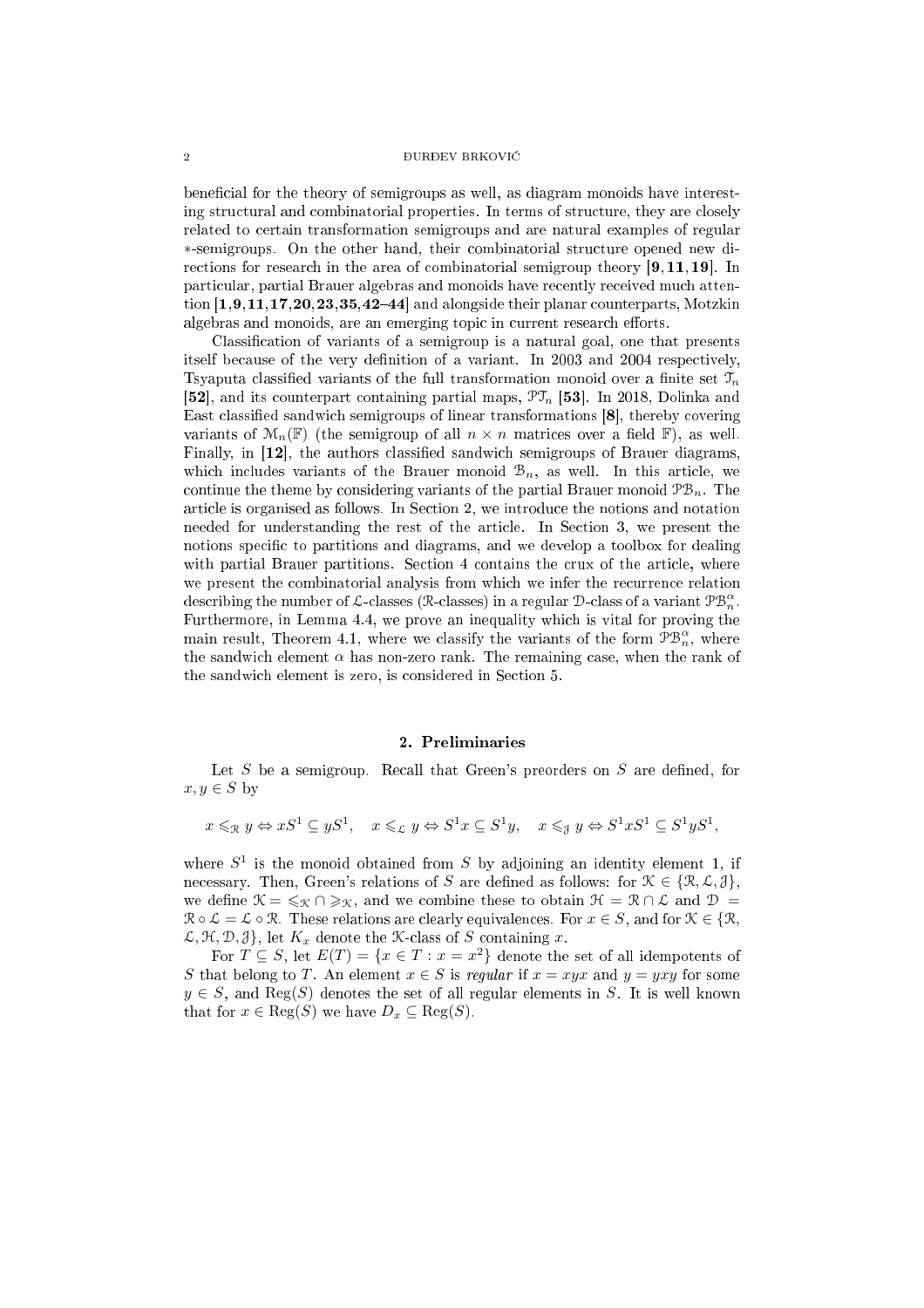beneficial for the theory of semigroups as well, as diagram monoids have interesting structural and combinatorial properties. In terms of structure, they are closely related to certain transformation semigroups and are natural examples of regular $*$-semigroups. On the other hand, their combinatorial structure opened new directions for research in the area of combinatorial semigroup theory **[9, 11, 19]**. In particular, partial Brauer algebras and monoids have recently received much attention **[1, 9, 11, 17, 20, 23, 35, 42–44]** and alongside their planar counterparts, Motzkin algebras and monoids, are an emerging topic in current research efforts.

Classification of variants of a semigroup is a natural goal, one that presents itself because of the very definition of a variant. In 2003 and 2004 respectively, Tsyaputa classified variants of the full transformation monoid over a finite set $\mathcal{T}_n$ **[52]**, and its counterpart containing partial maps, $\mathcal{PT}_n$ **[53]**. In 2018, Dolinka and East classified sandwich semigroups of linear transformations **[8]**, thereby covering variants of $\mathcal{M}_n(\mathbb{F})$ (the semigroup of all $n \times n$ matrices over a field $\mathbb{F}$), as well. Finally, in **[12]**, the authors classified sandwich semigroups of Brauer diagrams, which includes variants of the Brauer monoid $\mathcal{B}_n$, as well. In this article, we continue the theme by considering variants of the partial Brauer monoid $\mathcal{PB}_n$. The article is organised as follows. In Section 2, we introduce the notions and notation needed for understanding the rest of the article. In Section 3, we present the notions specific to partitions and diagrams, and we develop a toolbox for dealing with partial Brauer partitions. Section 4 contains the crux of the article, where we present the combinatorial analysis from which we infer the recurrence relation describing the number of $\mathcal{L}$-classes ($\mathcal{R}$-classes) in a regular $\mathcal{D}$-class of a variant $\mathcal{PB}_n^\alpha$. Furthermore, in Lemma 4.4, we prove an inequality which is vital for proving the main result, Theorem 4.1, where we classify the variants of the form $\mathcal{PB}_n^\alpha$, where the sandwich element $\alpha$ has non-zero rank. The remaining case, when the rank of the sandwich element is zero, is considered in Section 5.

## 2. Preliminaries

Let $S$ be a semigroup. Recall that Green's preorders on $S$ are defined, for $x, y \in S$ by

$$x \leqslant_{\mathcal{R}} y \Leftrightarrow xS^1 \subseteq yS^1, \quad x \leqslant_{\mathcal{L}} y \Leftrightarrow S^1x \subseteq S^1y, \quad x \leqslant_{\mathcal{J}} y \Leftrightarrow S^1xS^1 \subseteq S^1yS^1,$$

where $S^1$ is the monoid obtained from $S$ by adjoining an identity element 1, if necessary. Then, Green's relations of $S$ are defined as follows: for $\mathcal{K} \in \{\mathcal{R}, \mathcal{L}, \mathcal{J}\}$, we define $\mathcal{K} = \leqslant_{\mathcal{K}} \cap \geqslant_{\mathcal{K}}$, and we combine these to obtain $\mathcal{H} = \mathcal{R} \cap \mathcal{L}$ and $\mathcal{D} = \mathcal{R} \circ \mathcal{L} = \mathcal{L} \circ \mathcal{R}$. These relations are clearly equivalences. For $x \in S$, and for $\mathcal{K} \in \{\mathcal{R}, \mathcal{L}, \mathcal{H}, \mathcal{D}, \mathcal{J}\}$, let $K_x$ denote the $\mathcal{K}$-class of $S$ containing $x$.

For $T \subseteq S$, let $E(T) = \{x \in T : x = x^2\}$ denote the set of all idempotents of $S$ that belong to $T$. An element $x \in S$ is *regular* if $x = xyx$ and $y = yxy$ for some $y \in S$, and $\mathrm{Reg}(S)$ denotes the set of all regular elements in $S$. It is well known that for $x \in \mathrm{Reg}(S)$ we have $D_x \subseteq \mathrm{Reg}(S)$.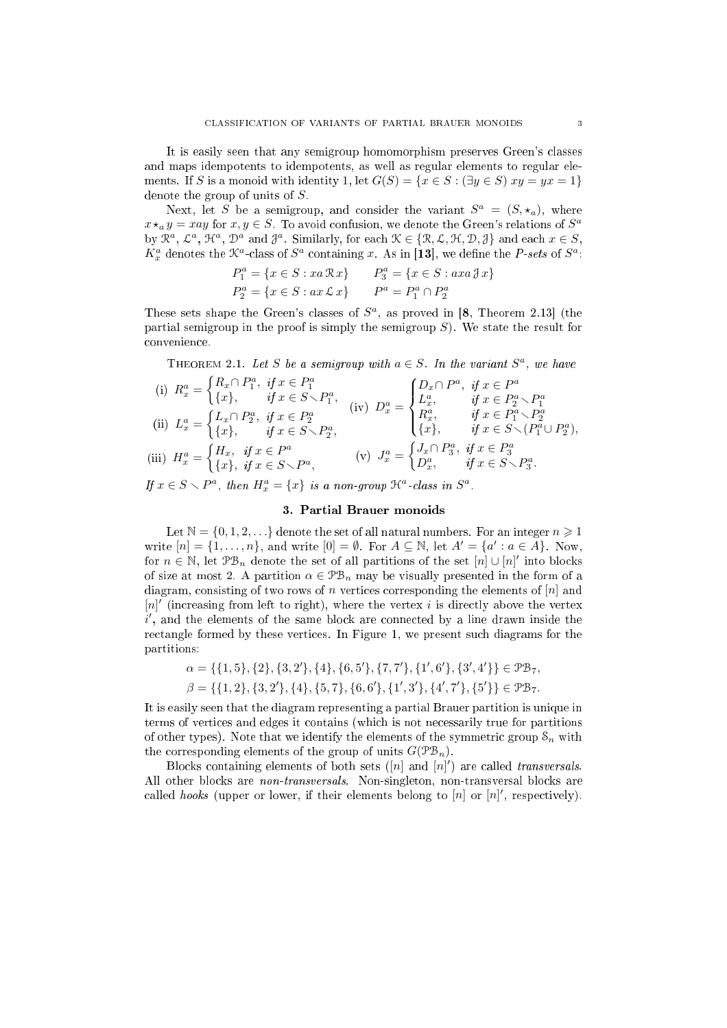It is easily seen that any semigroup homomorphism preserves Green's classes and maps idempotents to idempotents, as well as regular elements to regular elements. If $S$ is a monoid with identity 1, let $G(S) = \{x \in S : (\exists y \in S)\ xy = yx = 1\}$ denote the group of units of $S$.

Next, let $S$ be a semigroup, and consider the variant $S^a = (S, \star_a)$, where $x \star_a y = xay$ for $x, y \in S$. To avoid confusion, we denote the Green's relations of $S^a$ by $\mathcal{R}^a$, $\mathcal{L}^a$, $\mathcal{H}^a$, $\mathcal{D}^a$ and $\mathcal{J}^a$. Similarly, for each $\mathcal{K} \in \{\mathcal{R}, \mathcal{L}, \mathcal{H}, \mathcal{D}, \mathcal{J}\}$ and each $x \in S$, $K_x^a$ denotes the $\mathcal{K}^a$-class of $S^a$ containing $x$. As in **[13]**, we define the *P-sets* of $S^a$:

$$P_1^a = \{x \in S : xa \,\mathcal{R}\, x\} \qquad P_3^a = \{x \in S : axa \,\mathcal{J}\, x\}$$
$$P_2^a = \{x \in S : ax \,\mathcal{L}\, x\} \qquad P^a = P_1^a \cap P_2^a$$

These sets shape the Green's classes of $S^a$, as proved in **[8**, Theorem 2.13**]** (the partial semigroup in the proof is simply the semigroup $S$). We state the result for convenience.

Theorem 2.1. *Let $S$ be a semigroup with $a \in S$. In the variant $S^a$, we have*

(i) $R_x^a = \begin{cases} R_x \cap P_1^a, & \text{if } x \in P_1^a \\ \{x\}, & \text{if } x \in S \setminus P_1^a, \end{cases}$

(ii) $L_x^a = \begin{cases} L_x \cap P_2^a, & \text{if } x \in P_2^a \\ \{x\}, & \text{if } x \in S \setminus P_2^a, \end{cases}$

(iii) $H_x^a = \begin{cases} H_x, & \text{if } x \in P^a \\ \{x\}, & \text{if } x \in S \setminus P^a, \end{cases}$

(iv) $D_x^a = \begin{cases} D_x \cap P^a, & \text{if } x \in P^a \\ L_x^a, & \text{if } x \in P_2^a \setminus P_1^a \\ R_x^a, & \text{if } x \in P_1^a \setminus P_2^a \\ \{x\}, & \text{if } x \in S \setminus (P_1^a \cup P_2^a), \end{cases}$

(v) $J_x^a = \begin{cases} J_x \cap P_3^a, & \text{if } x \in P_3^a \\ D_x^a, & \text{if } x \in S \setminus P_3^a. \end{cases}$

*If $x \in S \setminus P^a$, then $H_x^a = \{x\}$ is a non-group $\mathcal{H}^a$-class in $S^a$.*

## 3. Partial Brauer monoids

Let $\mathbb{N} = \{0, 1, 2, \ldots\}$ denote the set of all natural numbers. For an integer $n \geqslant 1$ write $[n] = \{1, \ldots, n\}$, and write $[0] = \emptyset$. For $A \subseteq \mathbb{N}$, let $A' = \{a' : a \in A\}$. Now, for $n \in \mathbb{N}$, let $\mathcal{PB}_n$ denote the set of all partitions of the set $[n] \cup [n]'$ into blocks of size at most 2. A partition $\alpha \in \mathcal{PB}_n$ may be visually presented in the form of a diagram, consisting of two rows of $n$ vertices corresponding the elements of $[n]$ and $[n]'$ (increasing from left to right), where the vertex $i$ is directly above the vertex $i'$, and the elements of the same block are connected by a line drawn inside the rectangle formed by these vertices. In Figure 1, we present such diagrams for the partitions:

$$\alpha = \{\{1,5\}, \{2\}, \{3,2'\}, \{4\}, \{6,5'\}, \{7,7'\}, \{1',6'\}, \{3',4'\}\} \in \mathcal{PB}_7,$$
$$\beta = \{\{1,2\}, \{3,2'\}, \{4\}, \{5,7\}, \{6,6'\}, \{1',3'\}, \{4',7'\}, \{5'\}\} \in \mathcal{PB}_7.$$

It is easily seen that the diagram representing a partial Brauer partition is unique in terms of vertices and edges it contains (which is not necessarily true for partitions of other types). Note that we identify the elements of the symmetric group $\mathcal{S}_n$ with the corresponding elements of the group of units $G(\mathcal{PB}_n)$.

Blocks containing elements of both sets ($[n]$ and $[n]'$) are called *transversals*. All other blocks are *non-transversals*. Non-singleton, non-transversal blocks are called *hooks* (upper or lower, if their elements belong to $[n]$ or $[n]'$, respectively).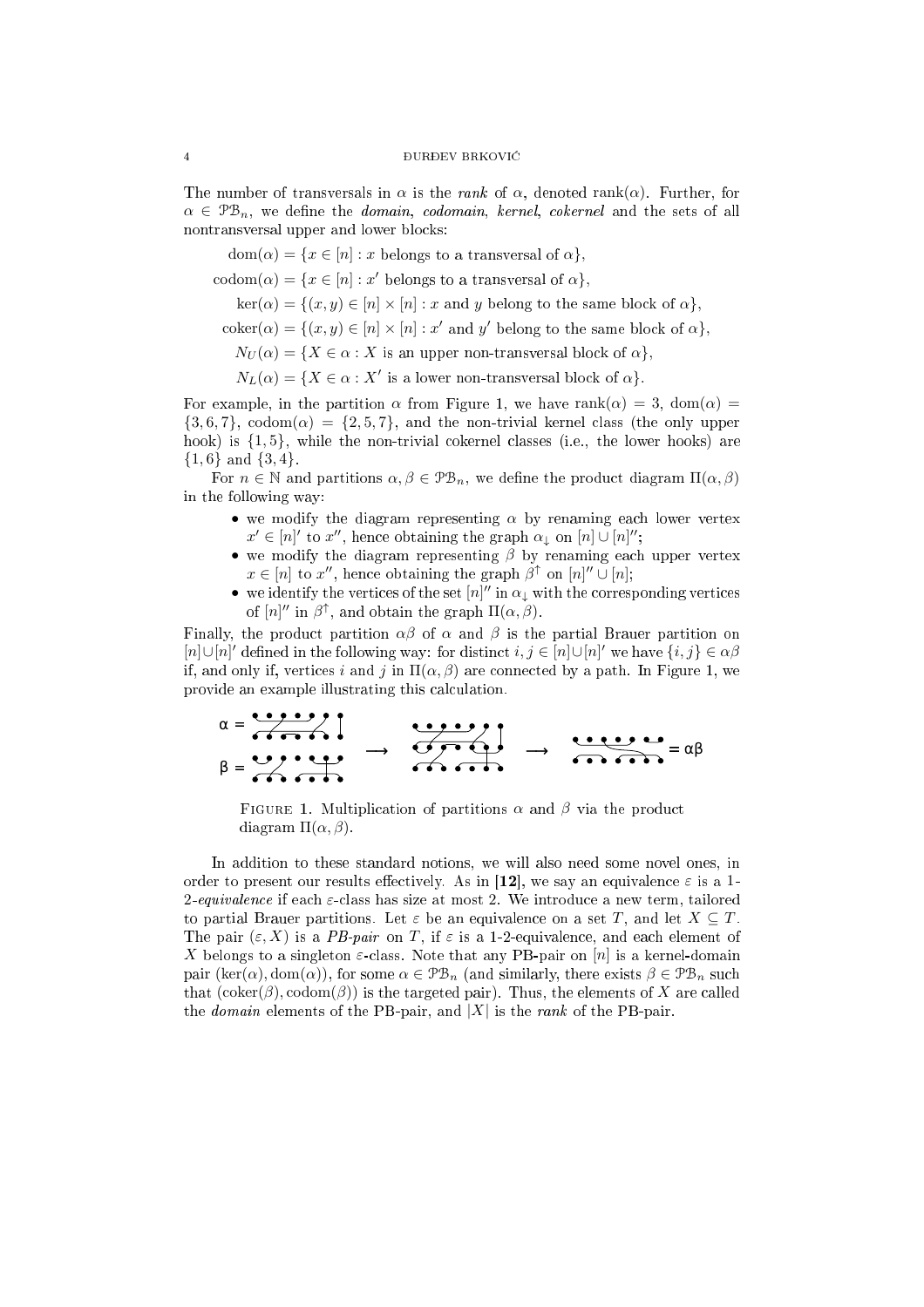The number of transversals in $\alpha$ is the *rank* of $\alpha$, denoted $\operatorname{rank}(\alpha)$. Further, for $\alpha \in \mathcal{PB}_n$, we define the *domain*, *codomain*, *kernel*, *cokernel* and the sets of all nontransversal upper and lower blocks:

$$\operatorname{dom}(\alpha) = \{x \in [n] : x \text{ belongs to a transversal of } \alpha\},$$

$$\operatorname{codom}(\alpha) = \{x \in [n] : x' \text{ belongs to a transversal of } \alpha\},$$

$$\ker(\alpha) = \{(x, y) \in [n] \times [n] : x \text{ and } y \text{ belong to the same block of } \alpha\},$$

$$\operatorname{coker}(\alpha) = \{(x, y) \in [n] \times [n] : x' \text{ and } y' \text{ belong to the same block of } \alpha\},$$

$$N_U(\alpha) = \{X \in \alpha : X \text{ is an upper non-transversal block of } \alpha\},$$

$$N_L(\alpha) = \{X \in \alpha : X' \text{ is a lower non-transversal block of } \alpha\}.$$

For example, in the partition $\alpha$ from Figure 1, we have $\operatorname{rank}(\alpha) = 3$, $\operatorname{dom}(\alpha) = \{3, 6, 7\}$, $\operatorname{codom}(\alpha) = \{2, 5, 7\}$, and the non-trivial kernel class (the only upper hook) is $\{1, 5\}$, while the non-trivial cokernel classes (i.e., the lower hooks) are $\{1, 6\}$ and $\{3, 4\}$.

For $n \in \mathbb{N}$ and partitions $\alpha, \beta \in \mathcal{PB}_n$, we define the product diagram $\Pi(\alpha, \beta)$ in the following way:

- we modify the diagram representing $\alpha$ by renaming each lower vertex $x' \in [n]'$ to $x''$, hence obtaining the graph $\alpha_\downarrow$ on $[n] \cup [n]''$;
- we modify the diagram representing $\beta$ by renaming each upper vertex $x \in [n]$ to $x''$, hence obtaining the graph $\beta^\uparrow$ on $[n]'' \cup [n]$;
- we identify the vertices of the set $[n]''$ in $\alpha_\downarrow$ with the corresponding vertices of $[n]''$ in $\beta^\uparrow$, and obtain the graph $\Pi(\alpha, \beta)$.

Finally, the product partition $\alpha\beta$ of $\alpha$ and $\beta$ is the partial Brauer partition on $[n] \cup [n]'$ defined in the following way: for distinct $i, j \in [n] \cup [n]'$ we have $\{i, j\} \in \alpha\beta$ if, and only if, vertices $i$ and $j$ in $\Pi(\alpha, \beta)$ are connected by a path. In Figure 1, we provide an example illustrating this calculation.

FIGURE 1. Multiplication of partitions $\alpha$ and $\beta$ via the product diagram $\Pi(\alpha, \beta)$.

In addition to these standard notions, we will also need some novel ones, in order to present our results effectively. As in **[12]**, we say an equivalence $\varepsilon$ is a *1-2-equivalence* if each $\varepsilon$-class has size at most 2. We introduce a new term, tailored to partial Brauer partitions. Let $\varepsilon$ be an equivalence on a set $T$, and let $X \subseteq T$. The pair $(\varepsilon, X)$ is a *PB-pair* on $T$, if $\varepsilon$ is a 1-2-equivalence, and each element of $X$ belongs to a singleton $\varepsilon$-class. Note that any PB-pair on $[n]$ is a kernel-domain pair $(\ker(\alpha), \operatorname{dom}(\alpha))$, for some $\alpha \in \mathcal{PB}_n$ (and similarly, there exists $\beta \in \mathcal{PB}_n$ such that $(\operatorname{coker}(\beta), \operatorname{codom}(\beta))$ is the targeted pair). Thus, the elements of $X$ are called the *domain* elements of the PB-pair, and $|X|$ is the *rank* of the PB-pair.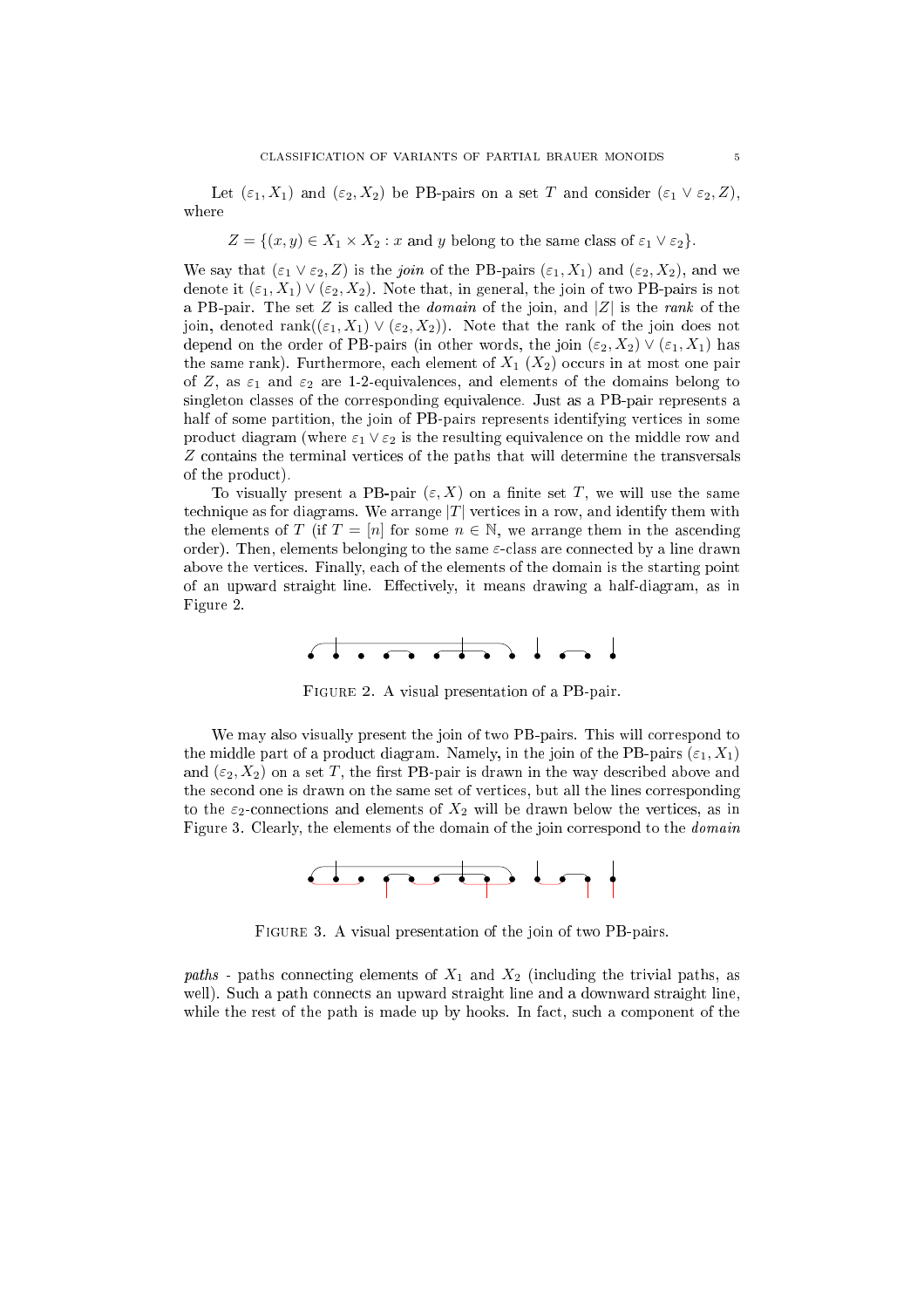Let $(\varepsilon_1, X_1)$ and $(\varepsilon_2, X_2)$ be PB-pairs on a set $T$ and consider $(\varepsilon_1 \vee \varepsilon_2, Z)$, where

$$Z = \{(x, y) \in X_1 \times X_2 : x \text{ and } y \text{ belong to the same class of } \varepsilon_1 \vee \varepsilon_2\}.$$

We say that $(\varepsilon_1 \vee \varepsilon_2, Z)$ is the *join* of the PB-pairs $(\varepsilon_1, X_1)$ and $(\varepsilon_2, X_2)$, and we denote it $(\varepsilon_1, X_1) \vee (\varepsilon_2, X_2)$. Note that, in general, the join of two PB-pairs is not a PB-pair. The set $Z$ is called the *domain* of the join, and $|Z|$ is the *rank* of the join, denoted $\operatorname{rank}((\varepsilon_1, X_1) \vee (\varepsilon_2, X_2))$. Note that the rank of the join does not depend on the order of PB-pairs (in other words, the join $(\varepsilon_2, X_2) \vee (\varepsilon_1, X_1)$ has the same rank). Furthermore, each element of $X_1$ ($X_2$) occurs in at most one pair of $Z$, as $\varepsilon_1$ and $\varepsilon_2$ are 1-2-equivalences, and elements of the domains belong to singleton classes of the corresponding equivalence. Just as a PB-pair represents a half of some partition, the join of PB-pairs represents identifying vertices in some product diagram (where $\varepsilon_1 \vee \varepsilon_2$ is the resulting equivalence on the middle row and $Z$ contains the terminal vertices of the paths that will determine the transversals of the product).

To visually present a PB-pair $(\varepsilon, X)$ on a finite set $T$, we will use the same technique as for diagrams. We arrange $|T|$ vertices in a row, and identify them with the elements of $T$ (if $T = [n]$ for some $n \in \mathbb{N}$, we arrange them in the ascending order). Then, elements belonging to the same $\varepsilon$-class are connected by a line drawn above the vertices. Finally, each of the elements of the domain is the starting point of an upward straight line. Effectively, it means drawing a half-diagram, as in Figure 2.

Figure 2. A visual presentation of a PB-pair.

We may also visually present the join of two PB-pairs. This will correspond to the middle part of a product diagram. Namely, in the join of the PB-pairs $(\varepsilon_1, X_1)$ and $(\varepsilon_2, X_2)$ on a set $T$, the first PB-pair is drawn in the way described above and the second one is drawn on the same set of vertices, but all the lines corresponding to the $\varepsilon_2$-connections and elements of $X_2$ will be drawn below the vertices, as in Figure 3. Clearly, the elements of the domain of the join correspond to the *domain paths* - paths connecting elements of $X_1$ and $X_2$ (including the trivial paths, as well). Such a path connects an upward straight line and a downward straight line, while the rest of the path is made up by hooks. In fact, such a component of the

Figure 3. A visual presentation of the join of two PB-pairs.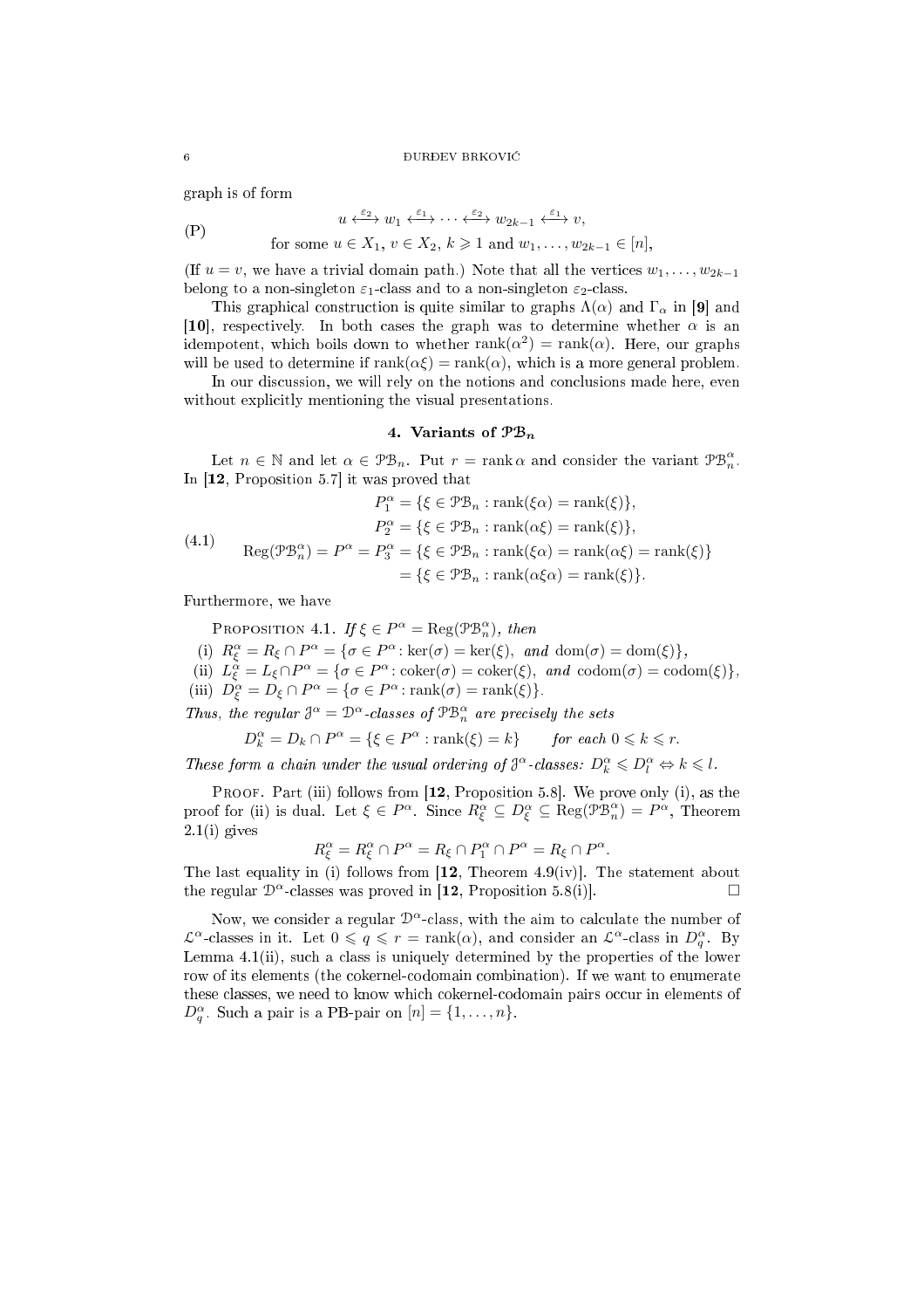graph is of form

$$
\text{(P)} \qquad \begin{gathered} u \overset{\varepsilon_2}{\longleftrightarrow} w_1 \overset{\varepsilon_1}{\longleftrightarrow} \cdots \overset{\varepsilon_2}{\longleftrightarrow} w_{2k-1} \overset{\varepsilon_1}{\longleftrightarrow} v, \\ \text{for some } u \in X_1,\ v \in X_2,\ k \geqslant 1 \text{ and } w_1, \dots, w_{2k-1} \in [n], \end{gathered}
$$

(If $u = v$, we have a trivial domain path.) Note that all the vertices $w_1, \dots, w_{2k-1}$ belong to a non-singleton $\varepsilon_1$-class and to a non-singleton $\varepsilon_2$-class.

This graphical construction is quite similar to graphs $\Lambda(\alpha)$ and $\Gamma_\alpha$ in **[9]** and **[10]**, respectively. In both cases the graph was to determine whether $\alpha$ is an idempotent, which boils down to whether $\operatorname{rank}(\alpha^2) = \operatorname{rank}(\alpha)$. Here, our graphs will be used to determine if $\operatorname{rank}(\alpha\xi) = \operatorname{rank}(\alpha)$, which is a more general problem.

In our discussion, we will rely on the notions and conclusions made here, even without explicitly mentioning the visual presentations.

## 4. Variants of $\mathcal{PB}_n$

Let $n \in \mathbb{N}$ and let $\alpha \in \mathcal{PB}_n$. Put $r = \operatorname{rank}\alpha$ and consider the variant $\mathcal{PB}_n^\alpha$. In **[12**, Proposition 5.7**]** it was proved that

$$
\begin{aligned}
P_1^\alpha &= \{\xi \in \mathcal{PB}_n : \operatorname{rank}(\xi\alpha) = \operatorname{rank}(\xi)\}, \\
P_2^\alpha &= \{\xi \in \mathcal{PB}_n : \operatorname{rank}(\alpha\xi) = \operatorname{rank}(\xi)\}, \\
\operatorname{Reg}(\mathcal{PB}_n^\alpha) = P^\alpha = P_3^\alpha &= \{\xi \in \mathcal{PB}_n : \operatorname{rank}(\xi\alpha) = \operatorname{rank}(\alpha\xi) = \operatorname{rank}(\xi)\} \\
&= \{\xi \in \mathcal{PB}_n : \operatorname{rank}(\alpha\xi\alpha) = \operatorname{rank}(\xi)\}.
\end{aligned} \tag{4.1}
$$

Furthermore, we have

Proposition 4.1. *If $\xi \in P^\alpha = \operatorname{Reg}(\mathcal{PB}_n^\alpha)$, then*

(i) $R_\xi^\alpha = R_\xi \cap P^\alpha = \{\sigma \in P^\alpha : \ker(\sigma) = \ker(\xi),\ \textit{and}\ \operatorname{dom}(\sigma) = \operatorname{dom}(\xi)\}$,
(ii) $L_\xi^\alpha = L_\xi \cap P^\alpha = \{\sigma \in P^\alpha : \operatorname{coker}(\sigma) = \operatorname{coker}(\xi),\ \textit{and}\ \operatorname{codom}(\sigma) = \operatorname{codom}(\xi)\}$,
(iii) $D_\xi^\alpha = D_\xi \cap P^\alpha = \{\sigma \in P^\alpha : \operatorname{rank}(\sigma) = \operatorname{rank}(\xi)\}$.

*Thus, the regular $\mathcal{J}^\alpha = \mathcal{D}^\alpha$-classes of $\mathcal{PB}_n^\alpha$ are precisely the sets*

$$
D_k^\alpha = D_k \cap P^\alpha = \{\xi \in P^\alpha : \operatorname{rank}(\xi) = k\} \qquad \textit{for each } 0 \leqslant k \leqslant r.
$$

*These form a chain under the usual ordering of $\mathcal{J}^\alpha$-classes: $D_k^\alpha \leqslant D_l^\alpha \Leftrightarrow k \leqslant l$.*

Proof. Part (iii) follows from **[12**, Proposition 5.8**]**. We prove only (i), as the proof for (ii) is dual. Let $\xi \in P^\alpha$. Since $R_\xi^\alpha \subseteq D_\xi^\alpha \subseteq \operatorname{Reg}(\mathcal{PB}_n^\alpha) = P^\alpha$, Theorem 2.1(i) gives

$$
R_\xi^\alpha = R_\xi^\alpha \cap P^\alpha = R_\xi \cap P_1^\alpha \cap P^\alpha = R_\xi \cap P^\alpha.
$$

The last equality in (i) follows from **[12**, Theorem 4.9(iv)**]**. The statement about the regular $\mathcal{D}^\alpha$-classes was proved in **[12**, Proposition 5.8(i)**]**. $\square$

Now, we consider a regular $\mathcal{D}^\alpha$-class, with the aim to calculate the number of $\mathcal{L}^\alpha$-classes in it. Let $0 \leqslant q \leqslant r = \operatorname{rank}(\alpha)$, and consider an $\mathcal{L}^\alpha$-class in $D_q^\alpha$. By Lemma 4.1(ii), such a class is uniquely determined by the properties of the lower row of its elements (the cokernel-codomain combination). If we want to enumerate these classes, we need to know which cokernel-codomain pairs occur in elements of $D_q^\alpha$. Such a pair is a PB-pair on $[n] = \{1, \dots, n\}$.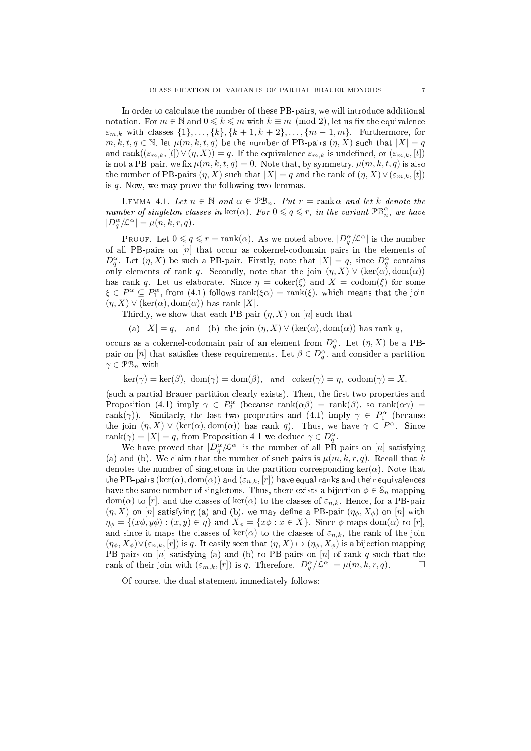In order to calculate the number of these PB-pairs, we will introduce additional notation. For $m \in \mathbb{N}$ and $0 \leqslant k \leqslant m$ with $k \equiv m \pmod 2$, let us fix the equivalence $\varepsilon_{m,k}$ with classes $\{1\}, \dots, \{k\}, \{k+1, k+2\}, \dots, \{m-1, m\}$. Furthermore, for $m, k, t, q \in \mathbb{N}$, let $\mu(m, k, t, q)$ be the number of PB-pairs $(\eta, X)$ such that $|X| = q$ and $\operatorname{rank}((\varepsilon_{m,k}, [t]) \vee (\eta, X)) = q$. If the equivalence $\varepsilon_{m,k}$ is undefined, or $(\varepsilon_{m,k}, [t])$ is not a PB-pair, we fix $\mu(m, k, t, q) = 0$. Note that, by symmetry, $\mu(m, k, t, q)$ is also the number of PB-pairs $(\eta, X)$ such that $|X| = q$ and the rank of $(\eta, X) \vee (\varepsilon_{m,k}, [t])$ is $q$. Now, we may prove the following two lemmas.

LEMMA 4.1. *Let $n \in \mathbb{N}$ and $\alpha \in \mathcal{PB}_n$. Put $r = \operatorname{rank} \alpha$ and let $k$ denote the number of singleton classes in $\ker(\alpha)$. For $0 \leqslant q \leqslant r$, in the variant $\mathcal{PB}_n^\alpha$, we have $|D_q^\alpha / \mathcal{L}^\alpha| = \mu(n, k, r, q)$.*

PROOF. Let $0 \leqslant q \leqslant r = \operatorname{rank}(\alpha)$. As we noted above, $|D_q^\alpha / \mathcal{L}^\alpha|$ is the number of all PB-pairs on $[n]$ that occur as cokernel-codomain pairs in the elements of $D_q^\alpha$. Let $(\eta, X)$ be such a PB-pair. Firstly, note that $|X| = q$, since $D_q^\alpha$ contains only elements of rank $q$. Secondly, note that the join $(\eta, X) \vee (\ker(\alpha), \operatorname{dom}(\alpha))$ has rank $q$. Let us elaborate. Since $\eta = \operatorname{coker}(\xi)$ and $X = \operatorname{codom}(\xi)$ for some $\xi \in P^\alpha \subseteq P_1^\alpha$, from (4.1) follows $\operatorname{rank}(\xi\alpha) = \operatorname{rank}(\xi)$, which means that the join $(\eta, X) \vee (\ker(\alpha), \operatorname{dom}(\alpha))$ has rank $|X|$.

Thirdly, we show that each PB-pair $(\eta, X)$ on $[n]$ such that

(a) $|X| = q$, and (b) the join $(\eta, X) \vee (\ker(\alpha), \operatorname{dom}(\alpha))$ has rank $q$,

occurs as a cokernel-codomain pair of an element from $D_q^\alpha$. Let $(\eta, X)$ be a PB-pair on $[n]$ that satisfies these requirements. Let $\beta \in D_q^\alpha$, and consider a partition $\gamma \in \mathcal{PB}_n$ with

$$\ker(\gamma) = \ker(\beta), \ \operatorname{dom}(\gamma) = \operatorname{dom}(\beta), \ \text{ and } \ \operatorname{coker}(\gamma) = \eta, \ \operatorname{codom}(\gamma) = X.$$

(such a partial Brauer partition clearly exists). Then, the first two properties and Proposition (4.1) imply $\gamma \in P_2^\alpha$ (because $\operatorname{rank}(\alpha\beta) = \operatorname{rank}(\beta)$, so $\operatorname{rank}(\alpha\gamma) = \operatorname{rank}(\gamma)$). Similarly, the last two properties and (4.1) imply $\gamma \in P_1^\alpha$ (because the join $(\eta, X) \vee (\ker(\alpha), \operatorname{dom}(\alpha))$ has rank $q$). Thus, we have $\gamma \in P^\alpha$. Since $\operatorname{rank}(\gamma) = |X| = q$, from Proposition 4.1 we deduce $\gamma \in D_q^\alpha$.

We have proved that $|D_q^\alpha / \mathcal{L}^\alpha|$ is the number of all PB-pairs on $[n]$ satisfying (a) and (b). We claim that the number of such pairs is $\mu(m, k, r, q)$. Recall that $k$ denotes the number of singletons in the partition corresponding $\ker(\alpha)$. Note that the PB-pairs $(\ker(\alpha), \operatorname{dom}(\alpha))$ and $(\varepsilon_{n,k}, [r])$ have equal ranks and their equivalences have the same number of singletons. Thus, there exists a bijection $\phi \in \mathcal{S}_n$ mapping $\operatorname{dom}(\alpha)$ to $[r]$, and the classes of $\ker(\alpha)$ to the classes of $\varepsilon_{n,k}$. Hence, for a PB-pair $(\eta, X)$ on $[n]$ satisfying (a) and (b), we may define a PB-pair $(\eta_\phi, X_\phi)$ on $[n]$ with $\eta_\phi = \{(x\phi, y\phi) : (x, y) \in \eta\}$ and $X_\phi = \{x\phi : x \in X\}$. Since $\phi$ maps $\operatorname{dom}(\alpha)$ to $[r]$, and since it maps the classes of $\ker(\alpha)$ to the classes of $\varepsilon_{n,k}$, the rank of the join $(\eta_\phi, X_\phi) \vee (\varepsilon_{n,k}, [r])$ is $q$. It easily seen that $(\eta, X) \mapsto (\eta_\phi, X_\phi)$ is a bijection mapping PB-pairs on $[n]$ satisfying (a) and (b) to PB-pairs on $[n]$ of rank $q$ such that the rank of their join with $(\varepsilon_{m,k}, [r])$ is $q$. Therefore, $|D_q^\alpha / \mathcal{L}^\alpha| = \mu(m, k, r, q)$. $\square$

Of course, the dual statement immediately follows: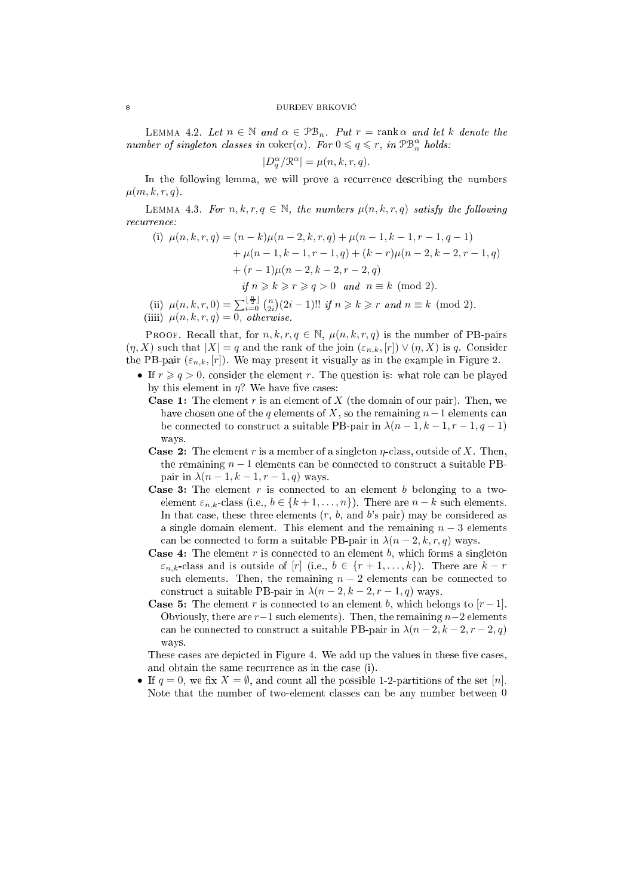**Lemma 4.2.** *Let $n \in \mathbb{N}$ and $\alpha \in \mathcal{PB}_n$. Put $r = \operatorname{rank}\alpha$ and let $k$ denote the number of singleton classes in $\operatorname{coker}(\alpha)$. For $0 \leqslant q \leqslant r$, in $\mathcal{PB}_n^\alpha$ holds:*

$$|D_q^\alpha/\mathcal{R}^\alpha| = \mu(n,k,r,q).$$

In the following lemma, we will prove a recurrence describing the numbers $\mu(m,k,r,q)$.

**Lemma 4.3.** *For $n,k,r,q \in \mathbb{N}$, the numbers $\mu(n,k,r,q)$ satisfy the following recurrence:*

(i) $$\begin{aligned}\mu(n,k,r,q) &= (n-k)\mu(n-2,k,r,q) + \mu(n-1,k-1,r-1,q-1)\\ &\quad + \mu(n-1,k-1,r-1,q) + (k-r)\mu(n-2,k-2,r-1,q)\\ &\quad + (r-1)\mu(n-2,k-2,r-2,q)\\ &\qquad \textit{if } n \geqslant k \geqslant r \geqslant q > 0 \textit{ and } n \equiv k \pmod 2.\end{aligned}$$

(ii) $\mu(n,k,r,0) = \sum_{i=0}^{\lfloor \frac{n}{2} \rfloor} \binom{n}{2i}(2i-1)!!$ *if $n \geqslant k \geqslant r$ and $n \equiv k \pmod 2$.*

(iiii) $\mu(n,k,r,q) = 0$*, otherwise.*

**Proof.** Recall that, for $n,k,r,q \in \mathbb{N}$, $\mu(n,k,r,q)$ is the number of PB-pairs $(\eta, X)$ such that $|X| = q$ and the rank of the join $(\varepsilon_{n,k},[r]) \vee (\eta, X)$ is $q$. Consider the PB-pair $(\varepsilon_{n,k},[r])$. We may present it visually as in the example in Figure 2.

- If $r \geqslant q > 0$, consider the element $r$. The question is: what role can be played by this element in $\eta$? We have five cases:
  - **Case 1:** The element $r$ is an element of $X$ (the domain of our pair). Then, we have chosen one of the $q$ elements of $X$, so the remaining $n-1$ elements can be connected to construct a suitable PB-pair in $\lambda(n-1,k-1,r-1,q-1)$ ways.
  - **Case 2:** The element $r$ is a member of a singleton $\eta$-class, outside of $X$. Then, the remaining $n-1$ elements can be connected to construct a suitable PB-pair in $\lambda(n-1,k-1,r-1,q)$ ways.
  - **Case 3:** The element $r$ is connected to an element $b$ belonging to a two-element $\varepsilon_{n,k}$-class (i.e., $b \in \{k+1,\dots,n\}$). There are $n-k$ such elements. In that case, these three elements ($r$, $b$, and $b$'s pair) may be considered as a single domain element. This element and the remaining $n-3$ elements can be connected to form a suitable PB-pair in $\lambda(n-2,k,r,q)$ ways.
  - **Case 4:** The element $r$ is connected to an element $b$, which forms a singleton $\varepsilon_{n,k}$-class and is outside of $[r]$ (i.e., $b \in \{r+1,\dots,k\}$). There are $k-r$ such elements. Then, the remaining $n-2$ elements can be connected to construct a suitable PB-pair in $\lambda(n-2,k-2,r-1,q)$ ways.
  - **Case 5:** The element $r$ is connected to an element $b$, which belongs to $[r-1]$. Obviously, there are $r-1$ such elements). Then, the remaining $n-2$ elements can be connected to construct a suitable PB-pair in $\lambda(n-2,k-2,r-2,q)$ ways.

  These cases are depicted in Figure 4. We add up the values in these five cases, and obtain the same recurrence as in the case (i).
- If $q = 0$, we fix $X = \emptyset$, and count all the possible 1-2-partitions of the set $[n]$. Note that the number of two-element classes can be any number between 0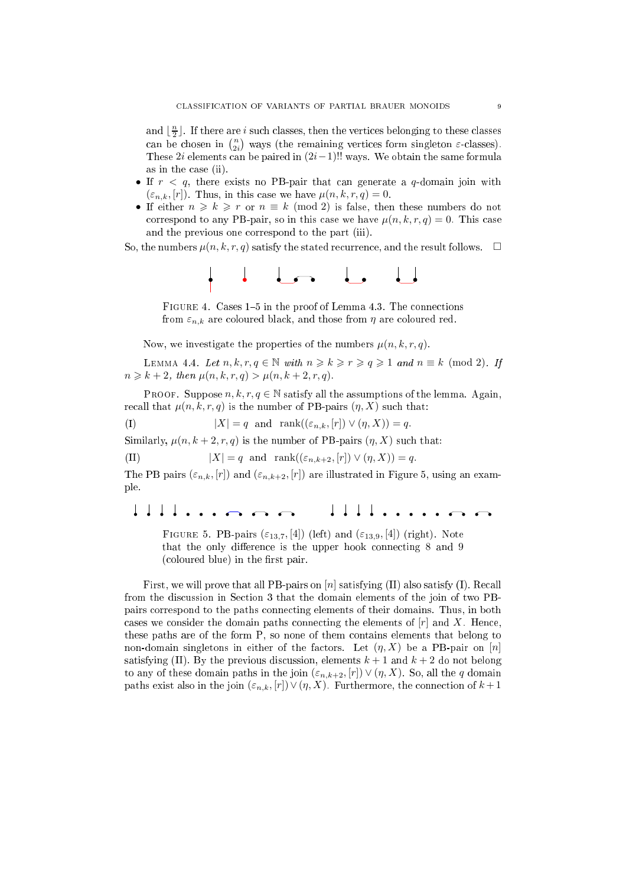and $\lfloor \frac{n}{2} \rfloor$. If there are $i$ such classes, then the vertices belonging to these classes can be chosen in $\binom{n}{2i}$ ways (the remaining vertices form singleton $\varepsilon$-classes). These $2i$ elements can be paired in $(2i-1)!!$ ways. We obtain the same formula as in the case (ii).

- If $r < q$, there exists no PB-pair that can generate a $q$-domain join with $(\varepsilon_{n,k}, [r])$. Thus, in this case we have $\mu(n,k,r,q) = 0$.
- If either $n \geqslant k \geqslant r$ or $n \equiv k \pmod 2$ is false, then these numbers do not correspond to any PB-pair, so in this case we have $\mu(n,k,r,q) = 0$. This case and the previous one correspond to the part (iii).

So, the numbers $\mu(n,k,r,q)$ satisfy the stated recurrence, and the result follows. $\square$

Figure 4. Cases 1–5 in the proof of Lemma 4.3. The connections from $\varepsilon_{n,k}$ are coloured black, and those from $\eta$ are coloured red.

Now, we investigate the properties of the numbers $\mu(n,k,r,q)$.

Lemma 4.4. *Let $n,k,r,q \in \mathbb{N}$ with $n \geqslant k \geqslant r \geqslant q \geqslant 1$ and $n \equiv k \pmod 2$. If $n \geqslant k+2$, then $\mu(n,k,r,q) > \mu(n,k+2,r,q)$.*

Proof. Suppose $n,k,r,q \in \mathbb{N}$ satisfy all the assumptions of the lemma. Again, recall that $\mu(n,k,r,q)$ is the number of PB-pairs $(\eta, X)$ such that:

$$\text{(I)} \qquad |X| = q \quad \text{and} \quad \operatorname{rank}((\varepsilon_{n,k},[r]) \vee (\eta, X)) = q.$$

Similarly, $\mu(n,k+2,r,q)$ is the number of PB-pairs $(\eta, X)$ such that:

$$\text{(II)} \qquad |X| = q \quad \text{and} \quad \operatorname{rank}((\varepsilon_{n,k+2},[r]) \vee (\eta, X)) = q.$$

The PB pairs $(\varepsilon_{n,k},[r])$ and $(\varepsilon_{n,k+2},[r])$ are illustrated in Figure 5, using an example.

Figure 5. PB-pairs $(\varepsilon_{13,7},[4])$ (left) and $(\varepsilon_{13,9},[4])$ (right). Note that the only difference is the upper hook connecting 8 and 9 (coloured blue) in the first pair.

First, we will prove that all PB-pairs on $[n]$ satisfying (II) also satisfy (I). Recall from the discussion in Section 3 that the domain elements of the join of two PB-pairs correspond to the paths connecting elements of their domains. Thus, in both cases we consider the domain paths connecting the elements of $[r]$ and $X$. Hence, these paths are of the form P, so none of them contains elements that belong to non-domain singletons in either of the factors. Let $(\eta, X)$ be a PB-pair on $[n]$ satisfying (II). By the previous discussion, elements $k+1$ and $k+2$ do not belong to any of these domain paths in the join $(\varepsilon_{n,k+2},[r]) \vee (\eta, X)$. So, all the $q$ domain paths exist also in the join $(\varepsilon_{n,k},[r]) \vee (\eta, X)$. Furthermore, the connection of $k+1$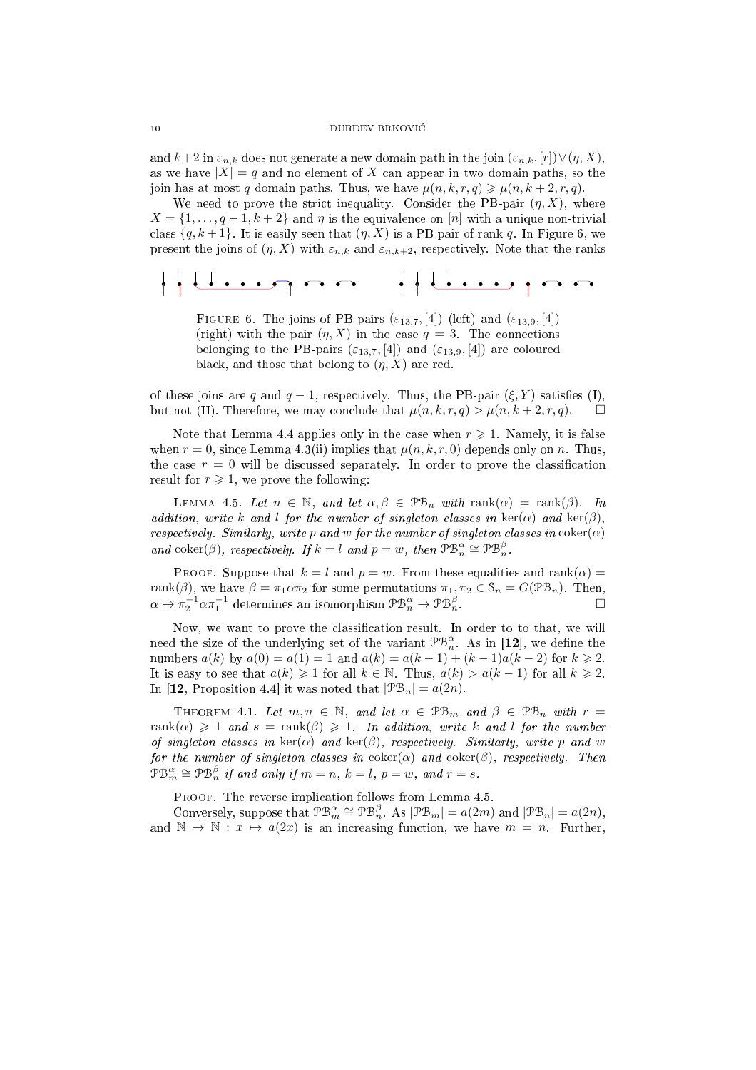and $k+2$ in $\varepsilon_{n,k}$ does not generate a new domain path in the join $(\varepsilon_{n,k}, [r]) \vee (\eta, X)$, as we have $|X| = q$ and no element of $X$ can appear in two domain paths, so the join has at most $q$ domain paths. Thus, we have $\mu(n, k, r, q) \geqslant \mu(n, k+2, r, q)$.

We need to prove the strict inequality. Consider the PB-pair $(\eta, X)$, where $X = \{1, \dots, q-1, k+2\}$ and $\eta$ is the equivalence on $[n]$ with a unique non-trivial class $\{q, k+1\}$. It is easily seen that $(\eta, X)$ is a PB-pair of rank $q$. In Figure 6, we present the joins of $(\eta, X)$ with $\varepsilon_{n,k}$ and $\varepsilon_{n,k+2}$, respectively. Note that the ranks

FIGURE 6. The joins of PB-pairs $(\varepsilon_{13,7}, [4])$ (left) and $(\varepsilon_{13,9}, [4])$ (right) with the pair $(\eta, X)$ in the case $q = 3$. The connections belonging to the PB-pairs $(\varepsilon_{13,7}, [4])$ and $(\varepsilon_{13,9}, [4])$ are coloured black, and those that belong to $(\eta, X)$ are red.

of these joins are $q$ and $q-1$, respectively. Thus, the PB-pair $(\xi, Y)$ satisfies (I), but not (II). Therefore, we may conclude that $\mu(n, k, r, q) > \mu(n, k+2, r, q)$. $\square$

Note that Lemma 4.4 applies only in the case when $r \geqslant 1$. Namely, it is false when $r = 0$, since Lemma 4.3(ii) implies that $\mu(n, k, r, 0)$ depends only on $n$. Thus, the case $r = 0$ will be discussed separately. In order to prove the classification result for $r \geqslant 1$, we prove the following:

LEMMA 4.5. *Let $n \in \mathbb{N}$, and let $\alpha, \beta \in \mathcal{PB}_n$ with $\operatorname{rank}(\alpha) = \operatorname{rank}(\beta)$. In addition, write $k$ and $l$ for the number of singleton classes in $\ker(\alpha)$ and $\ker(\beta)$, respectively. Similarly, write $p$ and $w$ for the number of singleton classes in $\operatorname{coker}(\alpha)$ and $\operatorname{coker}(\beta)$, respectively. If $k = l$ and $p = w$, then $\mathcal{PB}_n^\alpha \cong \mathcal{PB}_n^\beta$.*

PROOF. Suppose that $k = l$ and $p = w$. From these equalities and $\operatorname{rank}(\alpha) = \operatorname{rank}(\beta)$, we have $\beta = \pi_1 \alpha \pi_2$ for some permutations $\pi_1, \pi_2 \in \mathcal{S}_n = G(\mathcal{PB}_n)$. Then, $\alpha \mapsto \pi_2^{-1} \alpha \pi_1^{-1}$ determines an isomorphism $\mathcal{PB}_n^\alpha \to \mathcal{PB}_n^\beta$. $\square$

Now, we want to prove the classification result. In order to to that, we will need the size of the underlying set of the variant $\mathcal{PB}_n^\alpha$. As in **[12]**, we define the numbers $a(k)$ by $a(0) = a(1) = 1$ and $a(k) = a(k-1) + (k-1)a(k-2)$ for $k \geqslant 2$. It is easy to see that $a(k) \geqslant 1$ for all $k \in \mathbb{N}$. Thus, $a(k) > a(k-1)$ for all $k \geqslant 2$. In **[12**, Proposition 4.4**]** it was noted that $|\mathcal{PB}_n| = a(2n)$.

THEOREM 4.1. *Let $m, n \in \mathbb{N}$, and let $\alpha \in \mathcal{PB}_m$ and $\beta \in \mathcal{PB}_n$ with $r = \operatorname{rank}(\alpha) \geqslant 1$ and $s = \operatorname{rank}(\beta) \geqslant 1$. In addition, write $k$ and $l$ for the number of singleton classes in $\ker(\alpha)$ and $\ker(\beta)$, respectively. Similarly, write $p$ and $w$ for the number of singleton classes in $\operatorname{coker}(\alpha)$ and $\operatorname{coker}(\beta)$, respectively. Then $\mathcal{PB}_m^\alpha \cong \mathcal{PB}_n^\beta$ if and only if $m = n$, $k = l$, $p = w$, and $r = s$.*

PROOF. The reverse implication follows from Lemma 4.5.

Conversely, suppose that $\mathcal{PB}_m^\alpha \cong \mathcal{PB}_n^\beta$. As $|\mathcal{PB}_m| = a(2m)$ and $|\mathcal{PB}_n| = a(2n)$, and $\mathbb{N} \to \mathbb{N} : x \mapsto a(2x)$ is an increasing function, we have $m = n$. Further,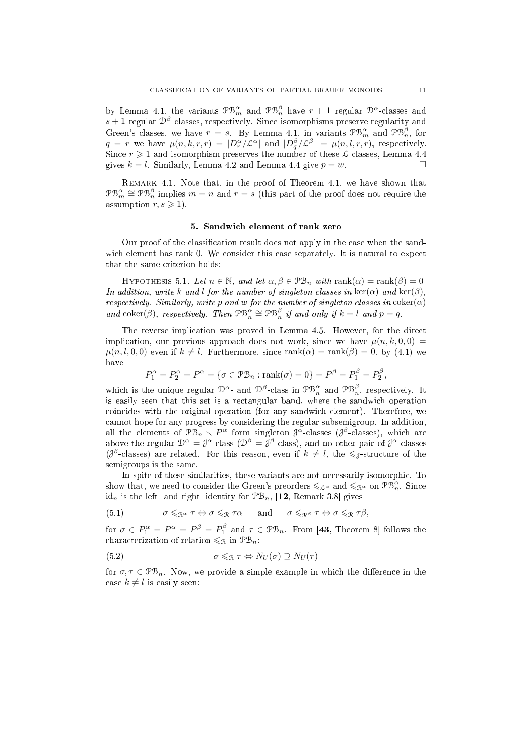by Lemma 4.1, the variants $\mathcal{PB}_m^\alpha$ and $\mathcal{PB}_n^\beta$ have $r+1$ regular $\mathcal{D}^\alpha$-classes and $s+1$ regular $\mathcal{D}^\beta$-classes, respectively. Since isomorphisms preserve regularity and Green's classes, we have $r = s$. By Lemma 4.1, in variants $\mathcal{PB}_m^\alpha$ and $\mathcal{PB}_n^\beta$, for $q = r$ we have $\mu(n,k,r,r) = |D_r^\alpha/\mathcal{L}^\alpha|$ and $|D_q^\beta/\mathcal{L}^\beta| = \mu(n,l,r,r)$, respectively. Since $r \geqslant 1$ and isomorphism preserves the number of these $\mathcal{L}$-classes, Lemma 4.4 gives $k = l$. Similarly, Lemma 4.2 and Lemma 4.4 give $p = w$. $\square$

Remark 4.1. Note that, in the proof of Theorem 4.1, we have shown that $\mathcal{PB}_m^\alpha \cong \mathcal{PB}_n^\beta$ implies $m = n$ and $r = s$ (this part of the proof does not require the assumption $r, s \geqslant 1$).

## 5. Sandwich element of rank zero

Our proof of the classification result does not apply in the case when the sandwich element has rank 0. We consider this case separately. It is natural to expect that the same criterion holds:

Hypothesis 5.1. *Let $n \in \mathbb{N}$, and let $\alpha, \beta \in \mathcal{PB}_n$ with $\operatorname{rank}(\alpha) = \operatorname{rank}(\beta) = 0$. In addition, write $k$ and $l$ for the number of singleton classes in $\ker(\alpha)$ and $\ker(\beta)$, respectively. Similarly, write $p$ and $w$ for the number of singleton classes in $\operatorname{coker}(\alpha)$ and $\operatorname{coker}(\beta)$, respectively. Then $\mathcal{PB}_n^\alpha \cong \mathcal{PB}_n^\beta$ if and only if $k = l$ and $p = q$.*

The reverse implication was proved in Lemma 4.5. However, for the direct implication, our previous approach does not work, since we have $\mu(n,k,0,0) = \mu(n,l,0,0)$ even if $k \neq l$. Furthermore, since $\operatorname{rank}(\alpha) = \operatorname{rank}(\beta) = 0$, by (4.1) we have

$$P_1^\alpha = P_2^\alpha = P^\alpha = \{\sigma \in \mathcal{PB}_n : \operatorname{rank}(\sigma) = 0\} = P^\beta = P_1^\beta = P_2^\beta,$$

which is the unique regular $\mathcal{D}^\alpha$- and $\mathcal{D}^\beta$-class in $\mathcal{PB}_n^\alpha$ and $\mathcal{PB}_n^\beta$, respectively. It is easily seen that this set is a rectangular band, where the sandwich operation coincides with the original operation (for any sandwich element). Therefore, we cannot hope for any progress by considering the regular subsemigroup. In addition, all the elements of $\mathcal{PB}_n \smallsetminus P^\alpha$ form singleton $\mathcal{J}^\alpha$-classes ($\mathcal{J}^\beta$-classes), which are above the regular $\mathcal{D}^\alpha = \mathcal{J}^\alpha$-class ($\mathcal{D}^\beta = \mathcal{J}^\beta$-class), and no other pair of $\mathcal{J}^\alpha$-classes ($\mathcal{J}^\beta$-classes) are related. For this reason, even if $k \neq l$, the $\leqslant_\mathcal{J}$-structure of the semigroups is the same.

In spite of these similarities, these variants are not necessarily isomorphic. To show that, we need to consider the Green's preorders $\leqslant_{\mathcal{L}^\alpha}$ and $\leqslant_{\mathcal{R}^\alpha}$ on $\mathcal{PB}_n^\alpha$. Since $\mathrm{id}_n$ is the left- and right- identity for $\mathcal{PB}_n$, **[12**, Remark 3.8**]** gives

$$\sigma \leqslant_{\mathcal{R}^\alpha} \tau \Leftrightarrow \sigma \leqslant_\mathcal{R} \tau\alpha \quad \text{ and } \quad \sigma \leqslant_{\mathcal{R}^\beta} \tau \Leftrightarrow \sigma \leqslant_\mathcal{R} \tau\beta, \tag{5.1}$$

for $\sigma \in P_1^\alpha = P^\alpha = P^\beta = P_1^\beta$ and $\tau \in \mathcal{PB}_n$. From **[43**, Theorem 8**]** follows the characterization of relation $\leqslant_\mathcal{R}$ in $\mathcal{PB}_n$:

$$\sigma \leqslant_\mathcal{R} \tau \Leftrightarrow N_U(\sigma) \supseteq N_U(\tau) \tag{5.2}$$

for $\sigma, \tau \in \mathcal{PB}_n$. Now, we provide a simple example in which the difference in the case $k \neq l$ is easily seen: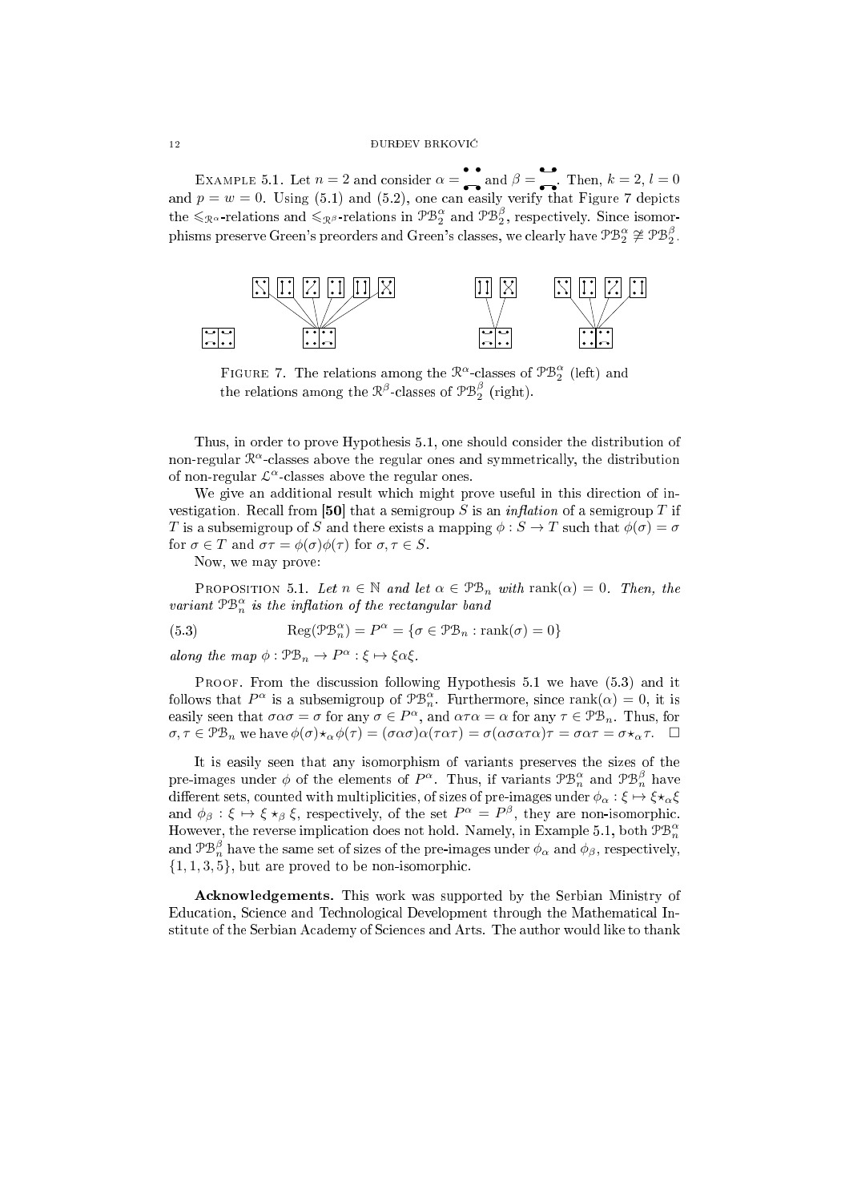EXAMPLE 5.1. Let $n = 2$ and consider $\alpha =$ and $\beta =$ . Then, $k = 2$, $l = 0$ and $p = w = 0$. Using (5.1) and (5.2), one can easily verify that Figure 7 depicts the $\leqslant_{\mathcal{R}^\alpha}$-relations and $\leqslant_{\mathcal{R}^\beta}$-relations in $\mathcal{PB}_2^\alpha$ and $\mathcal{PB}_2^\beta$, respectively. Since isomorphisms preserve Green's preorders and Green's classes, we clearly have $\mathcal{PB}_2^\alpha \ncong \mathcal{PB}_2^\beta$.

FIGURE 7. The relations among the $\mathcal{R}^\alpha$-classes of $\mathcal{PB}_2^\alpha$ (left) and the relations among the $\mathcal{R}^\beta$-classes of $\mathcal{PB}_2^\beta$ (right).

Thus, in order to prove Hypothesis 5.1, one should consider the distribution of non-regular $\mathcal{R}^\alpha$-classes above the regular ones and symmetrically, the distribution of non-regular $\mathcal{L}^\alpha$-classes above the regular ones.

We give an additional result which might prove useful in this direction of investigation. Recall from **[50]** that a semigroup $S$ is an *inflation* of a semigroup $T$ if $T$ is a subsemigroup of $S$ and there exists a mapping $\phi : S \to T$ such that $\phi(\sigma) = \sigma$ for $\sigma \in T$ and $\sigma\tau = \phi(\sigma)\phi(\tau)$ for $\sigma, \tau \in S$.

Now, we may prove:

PROPOSITION 5.1. *Let $n \in \mathbb{N}$ and let $\alpha \in \mathcal{PB}_n$ with $\operatorname{rank}(\alpha) = 0$. Then, the variant $\mathcal{PB}_n^\alpha$ is the inflation of the rectangular band*

$$\operatorname{Reg}(\mathcal{PB}_n^\alpha) = P^\alpha = \{\sigma \in \mathcal{PB}_n : \operatorname{rank}(\sigma) = 0\} \tag{5.3}$$

*along the map $\phi : \mathcal{PB}_n \to P^\alpha : \xi \mapsto \xi\alpha\xi$.*

PROOF. From the discussion following Hypothesis 5.1 we have (5.3) and it follows that $P^\alpha$ is a subsemigroup of $\mathcal{PB}_n^\alpha$. Furthermore, since $\operatorname{rank}(\alpha) = 0$, it is easily seen that $\sigma\alpha\sigma = \sigma$ for any $\sigma \in P^\alpha$, and $\alpha\tau\alpha = \alpha$ for any $\tau \in \mathcal{PB}_n$. Thus, for $\sigma, \tau \in \mathcal{PB}_n$ we have $\phi(\sigma)\star_\alpha\phi(\tau) = (\sigma\alpha\sigma)\alpha(\tau\alpha\tau) = \sigma(\alpha\sigma\alpha\tau\alpha)\tau = \sigma\alpha\tau = \sigma\star_\alpha\tau$. $\square$

It is easily seen that any isomorphism of variants preserves the sizes of the pre-images under $\phi$ of the elements of $P^\alpha$. Thus, if variants $\mathcal{PB}_n^\alpha$ and $\mathcal{PB}_n^\beta$ have different sets, counted with multiplicities, of sizes of pre-images under $\phi_\alpha : \xi \mapsto \xi\star_\alpha\xi$ and $\phi_\beta : \xi \mapsto \xi \star_\beta \xi$, respectively, of the set $P^\alpha = P^\beta$, they are non-isomorphic. However, the reverse implication does not hold. Namely, in Example 5.1, both $\mathcal{PB}_n^\alpha$ and $\mathcal{PB}_n^\beta$ have the same set of sizes of the pre-images under $\phi_\alpha$ and $\phi_\beta$, respectively, $\{1, 1, 3, 5\}$, but are proved to be non-isomorphic.

**Acknowledgements.** This work was supported by the Serbian Ministry of Education, Science and Technological Development through the Mathematical Institute of the Serbian Academy of Sciences and Arts. The author would like to thank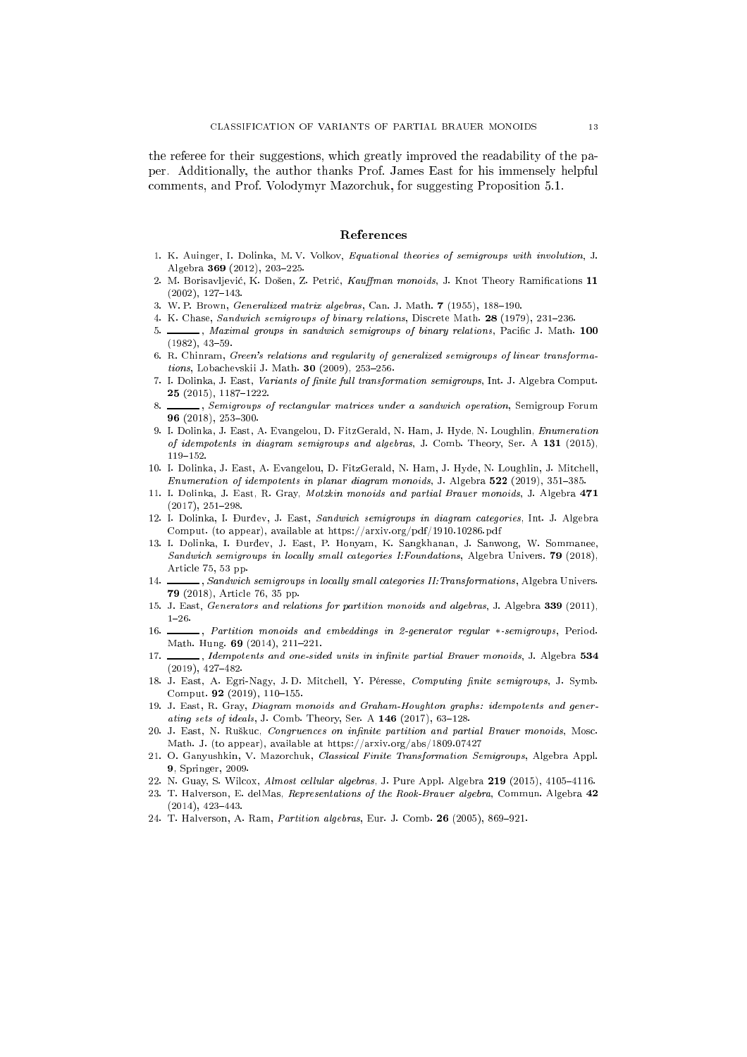the referee for their suggestions, which greatly improved the readability of the paper. Additionally, the author thanks Prof. James East for his immensely helpful comments, and Prof. Volodymyr Mazorchuk, for suggesting Proposition 5.1.

## References

1. K. Auinger, I. Dolinka, M. V. Volkov, *Equational theories of semigroups with involution*, J. Algebra **369** (2012), 203–225.
2. M. Borisavljević, K. Došen, Z. Petrić, *Kauffman monoids*, J. Knot Theory Ramifications **11** (2002), 127–143.
3. W. P. Brown, *Generalized matrix algebras*, Can. J. Math. **7** (1955), 188–190.
4. K. Chase, *Sandwich semigroups of binary relations*, Discrete Math. **28** (1979), 231–236.
5. ______, *Maximal groups in sandwich semigroups of binary relations*, Pacific J. Math. **100** (1982), 43–59.
6. R. Chinram, *Green's relations and regularity of generalized semigroups of linear transformations*, Lobachevskii J. Math. **30** (2009), 253–256.
7. I. Dolinka, J. East, *Variants of finite full transformation semigroups*, Int. J. Algebra Comput. **25** (2015), 1187–1222.
8. ______, *Semigroups of rectangular matrices under a sandwich operation*, Semigroup Forum **96** (2018), 253–300.
9. I. Dolinka, J. East, A. Evangelou, D. FitzGerald, N. Ham, J. Hyde, N. Loughlin, *Enumeration of idempotents in diagram semigroups and algebras*, J. Comb. Theory, Ser. A **131** (2015), 119–152.
10. I. Dolinka, J. East, A. Evangelou, D. FitzGerald, N. Ham, J. Hyde, N. Loughlin, J. Mitchell, *Enumeration of idempotents in planar diagram monoids*, J. Algebra **522** (2019), 351–385.
11. I. Dolinka, J. East, R. Gray, *Motzkin monoids and partial Brauer monoids*, J. Algebra **471** (2017), 251–298.
12. I. Dolinka, I. Đurđev, J. East, *Sandwich semigroups in diagram categories*, Int. J. Algebra Comput. (to appear), available at https://arxiv.org/pdf/1910.10286.pdf
13. I. Dolinka, I. Đurđev, J. East, P. Honyam, K. Sangkhanan, J. Sanwong, W. Sommanee, *Sandwich semigroups in locally small categories I:Foundations*, Algebra Univers. **79** (2018), Article 75, 53 pp.
14. ______, *Sandwich semigroups in locally small categories II:Transformations*, Algebra Univers. **79** (2018), Article 76, 35 pp.
15. J. East, *Generators and relations for partition monoids and algebras*, J. Algebra **339** (2011), 1–26.
16. ______, *Partition monoids and embeddings in 2-generator regular ∗-semigroups*, Period. Math. Hung. **69** (2014), 211–221.
17. ______, *Idempotents and one-sided units in infinite partial Brauer monoids*, J. Algebra **534** (2019), 427–482.
18. J. East, A. Egri-Nagy, J. D. Mitchell, Y. Péresse, *Computing finite semigroups*, J. Symb. Comput. **92** (2019), 110–155.
19. J. East, R. Gray, *Diagram monoids and Graham-Houghton graphs: idempotents and generating sets of ideals*, J. Comb. Theory, Ser. A **146** (2017), 63–128.
20. J. East, N. Ruškuc, *Congruences on infinite partition and partial Brauer monoids*, Mosc. Math. J. (to appear), available at https://arxiv.org/abs/1809.07427
21. O. Ganyushkin, V. Mazorchuk, *Classical Finite Transformation Semigroups*, Algebra Appl. **9**, Springer, 2009.
22. N. Guay, S. Wilcox, *Almost cellular algebras*, J. Pure Appl. Algebra **219** (2015), 4105–4116.
23. T. Halverson, E. delMas, *Representations of the Rook-Brauer algebra*, Commun. Algebra **42** (2014), 423–443.
24. T. Halverson, A. Ram, *Partition algebras*, Eur. J. Comb. **26** (2005), 869–921.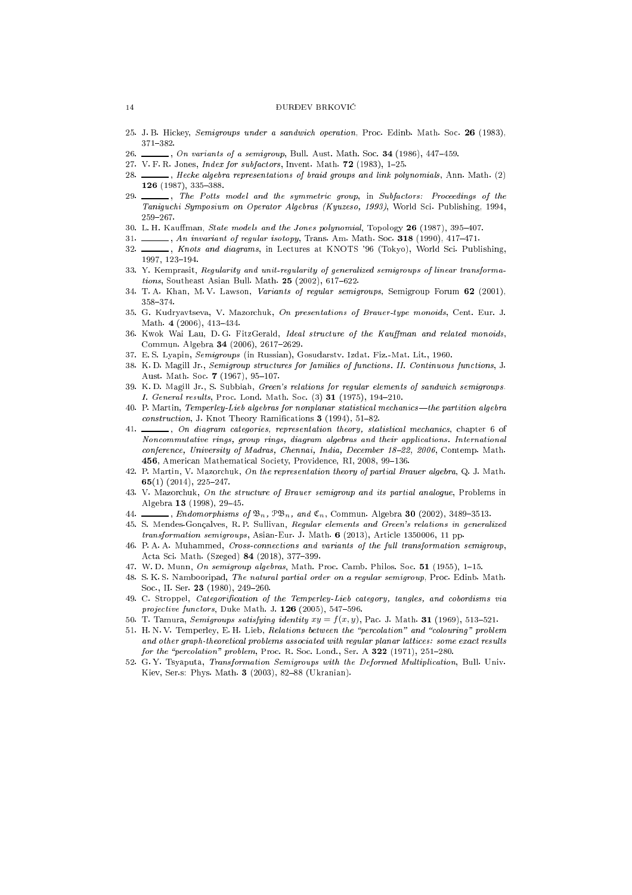25. J. B. Hickey, *Semigroups under a sandwich operation*, Proc. Edinb. Math. Soc. **26** (1983), 371–382.
26. ______, *On variants of a semigroup*, Bull. Aust. Math. Soc. **34** (1986), 447–459.
27. V. F. R. Jones, *Index for subfactors*, Invent. Math. **72** (1983), 1–25.
28. ______, *Hecke algebra representations of braid groups and link polynomials*, Ann. Math. (2) **126** (1987), 335–388.
29. ______, *The Potts model and the symmetric group*, in *Subfactors: Proceedings of the Taniguchi Symposium on Operator Algebras (Kyuzeso, 1993)*, World Sci. Publishing, 1994, 259–267.
30. L. H. Kauffman, *State models and the Jones polynomial*, Topology **26** (1987), 395–407.
31. ______, *An invariant of regular isotopy*, Trans. Am. Math. Soc. **318** (1990), 417–471.
32. ______, *Knots and diagrams*, in Lectures at KNOTS '96 (Tokyo), World Sci. Publishing, 1997, 123–194.
33. Y. Kemprasit, *Regularity and unit-regularity of generalized semigroups of linear transformations*, Southeast Asian Bull. Math. **25** (2002), 617–622.
34. T. A. Khan, M. V. Lawson, *Variants of regular semigroups*, Semigroup Forum **62** (2001), 358–374.
35. G. Kudryavtseva, V. Mazorchuk, *On presentations of Brauer-type monoids*, Cent. Eur. J. Math. **4** (2006), 413–434.
36. Kwok Wai Lau, D. G. FitzGerald, *Ideal structure of the Kauffman and related monoids*, Commun. Algebra **34** (2006), 2617–2629.
37. E. S. Lyapin, *Semigroups* (in Russian), Gosudarstv. Izdat. Fiz.-Mat. Lit., 1960.
38. K. D. Magill Jr., *Semigroup structures for families of functions. II. Continuous functions*, J. Aust. Math. Soc. **7** (1967), 95–107.
39. K. D. Magill Jr., S. Subbiah, *Green's relations for regular elements of sandwich semigroups. I. General results*, Proc. Lond. Math. Soc. (3) **31** (1975), 194–210.
40. P. Martin, *Temperley-Lieb algebras for nonplanar statistical mechanics—the partition algebra construction*, J. Knot Theory Ramifications **3** (1994), 51–82.
41. ______, *On diagram categories, representation theory, statistical mechanics*, chapter 6 of *Noncommutative rings, group rings, diagram algebras and their applications. International conference, University of Madras, Chennai, India, December 18–22, 2006*, Contemp. Math. **456**, American Mathematical Society, Providence, RI, 2008, 99–136.
42. P. Martin, V. Mazorchuk, *On the representation theory of partial Brauer algebra*, Q. J. Math. **65**(1) (2014), 225–247.
43. V. Mazorchuk, *On the structure of Brauer semigroup and its partial analogue*, Problems in Algebra **13** (1998), 29–45.
44. ______, *Endomorphisms of $\mathfrak{B}_n$, $\mathcal{P}\mathfrak{B}_n$, and $\mathfrak{C}_n$*, Commun. Algebra **30** (2002), 3489–3513.
45. S. Mendes-Gonçalves, R. P. Sullivan, *Regular elements and Green's relations in generalized transformation semigroups*, Asian-Eur. J. Math. **6** (2013), Article 1350006, 11 pp.
46. P. A. A. Muhammed, *Cross-connections and variants of the full transformation semigroup*, Acta Sci. Math. (Szeged) **84** (2018), 377–399.
47. W. D. Munn, *On semigroup algebras*, Math. Proc. Camb. Philos. Soc. **51** (1955), 1–15.
48. S. K. S. Nambooripad, *The natural partial order on a regular semigroup*, Proc. Edinb. Math. Soc., II. Ser. **23** (1980), 249–260.
49. C. Stroppel, *Categorification of the Temperley-Lieb category, tangles, and cobordisms via projective functors*, Duke Math. J. **126** (2005), 547–596.
50. T. Tamura, *Semigroups satisfying identity $xy = f(x,y)$*, Pac. J. Math. **31** (1969), 513–521.
51. H. N. V. Temperley, E. H. Lieb, *Relations between the "percolation" and "colouring" problem and other graph-theoretical problems associated with regular planar lattices: some exact results for the "percolation" problem*, Proc. R. Soc. Lond., Ser. A **322** (1971), 251–280.
52. G. Y. Tsyaputa, *Transformation Semigroups with the Deformed Multiplication*, Bull. Univ. Kiev, Ser.s: Phys. Math. **3** (2003), 82–88 (Ukranian).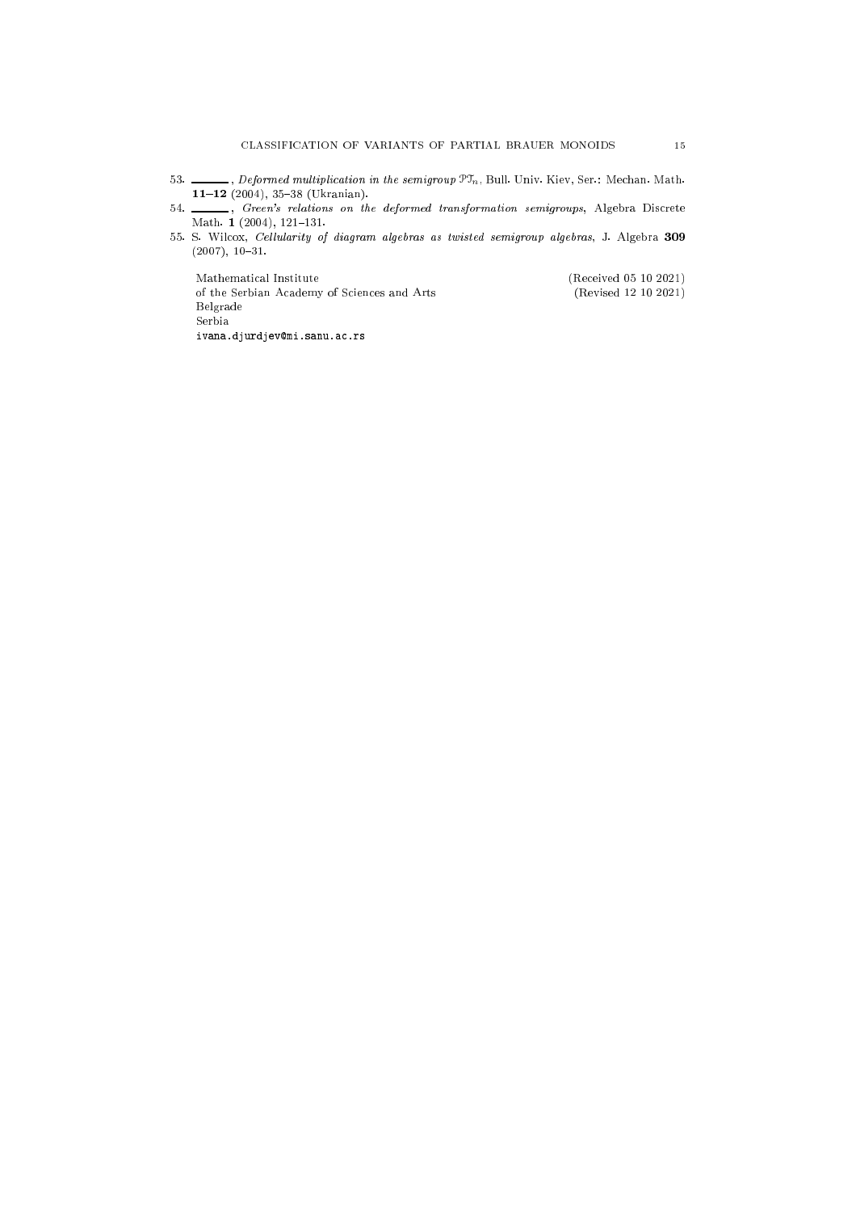53. ———, *Deformed multiplication in the semigroup $\mathcal{PT}_n$*, Bull. Univ. Kiev, Ser.: Mechan. Math. **11–12** (2004), 35–38 (Ukranian).
54. ———, *Green's relations on the deformed transformation semigroups*, Algebra Discrete Math. **1** (2004), 121–131.
55. S. Wilcox, *Cellularity of diagram algebras as twisted semigroup algebras*, J. Algebra **309** (2007), 10–31.

Mathematical Institute
of the Serbian Academy of Sciences and Arts
Belgrade
Serbia
ivana.djurdjev@mi.sanu.ac.rs

(Received 05 10 2021)
(Revised 12 10 2021)